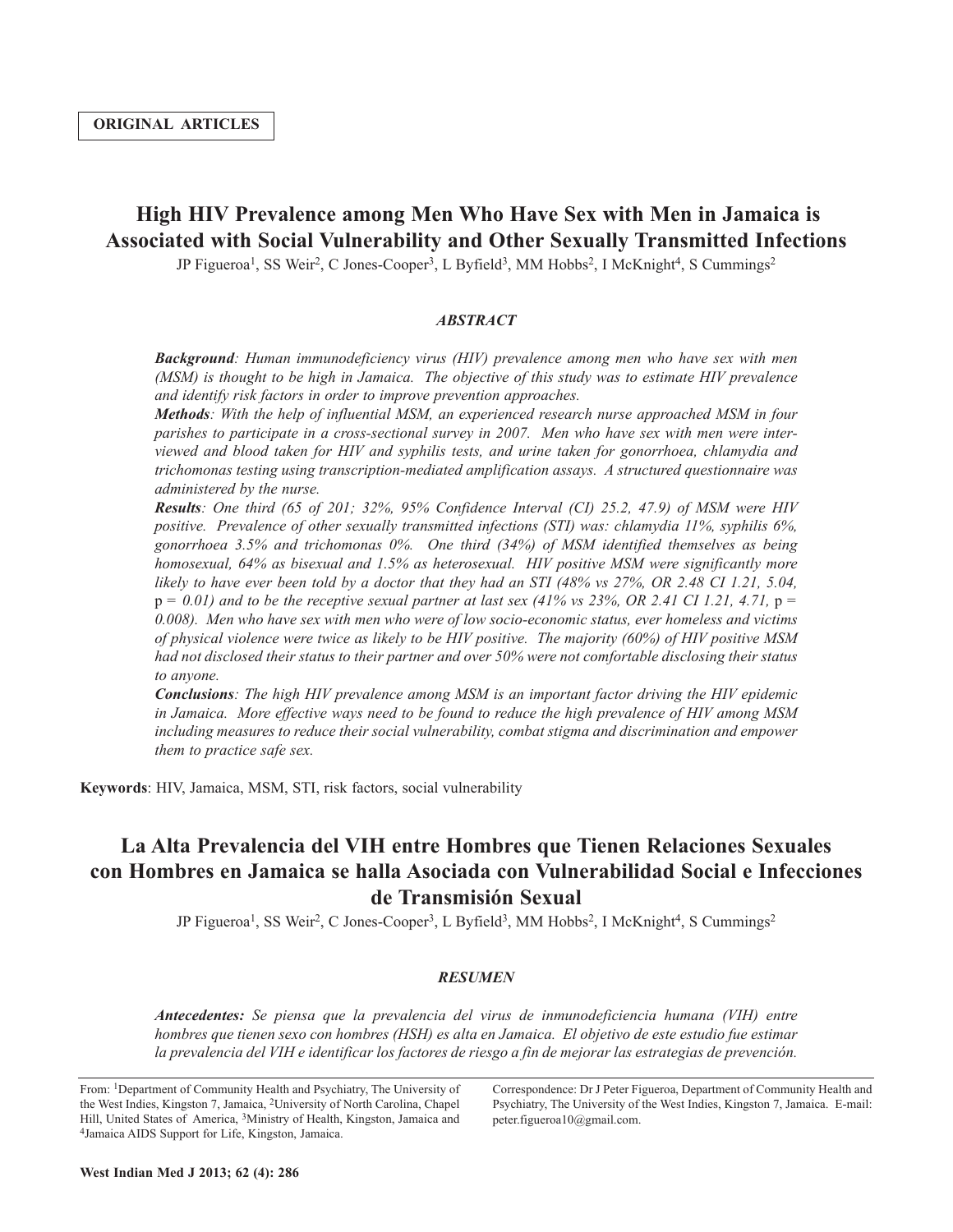**ORIGINAL ARTICLES**

# High HIV Prevalence among Men Who Have Sex with Men in Jamaica is Associated with Social Vulnerability and Other Sexually Transmitted Infections

JP Figueroa[1], SS Weir[2], C Jones-Cooper[3], L Byfield[3], MM Hobbs[2], I McKnight[4], S Cummings[2]

### *ABSTRACT*

***Background**: Human immunodeficiency virus (HIV) prevalence among men who have sex with men (MSM) is thought to be high in Jamaica. The objective of this study was to estimate HIV prevalence and identify risk factors in order to improve prevention approaches.*

***Methods**: With the help of influential MSM, an experienced research nurse approached MSM in four parishes to participate in a cross-sectional survey in 2007. Men who have sex with men were interviewed and blood taken for HIV and syphilis tests, and urine taken for gonorrhoea, chlamydia and trichomonas testing using transcription-mediated amplification assays. A structured questionnaire was administered by the nurse.*

***Results**: One third (65 of 201; 32%, 95% Confidence Interval (CI) 25.2, 47.9) of MSM were HIV positive. Prevalence of other sexually transmitted infections (STI) was: chlamydia 11%, syphilis 6%, gonorrhoea 3.5% and trichomonas 0%. One third (34%) of MSM identified themselves as being homosexual, 64% as bisexual and 1.5% as heterosexual. HIV positive MSM were significantly more likely to have ever been told by a doctor that they had an STI (48% vs 27%, OR 2.48 CI 1.21, 5.04, $p = 0.01$) and to be the receptive sexual partner at last sex (41% vs 23%, OR 2.41 CI 1.21, 4.71, $p = 0.008$). Men who have sex with men who were of low socio-economic status, ever homeless and victims of physical violence were twice as likely to be HIV positive. The majority (60%) of HIV positive MSM had not disclosed their status to their partner and over 50% were not comfortable disclosing their status to anyone.*

***Conclusions**: The high HIV prevalence among MSM is an important factor driving the HIV epidemic in Jamaica. More effective ways need to be found to reduce the high prevalence of HIV among MSM including measures to reduce their social vulnerability, combat stigma and discrimination and empower them to practice safe sex.*

**Keywords**: HIV, Jamaica, MSM, STI, risk factors, social vulnerability

# La Alta Prevalencia del VIH entre Hombres que Tienen Relaciones Sexuales con Hombres en Jamaica se halla Asociada con Vulnerabilidad Social e Infecciones de Transmisión Sexual

JP Figueroa[1], SS Weir[2], C Jones-Cooper[3], L Byfield[3], MM Hobbs[2], I McKnight[4], S Cummings[2]

### *RESUMEN*

***Antecedentes:** Se piensa que la prevalencia del virus de inmunodeficiencia humana (VIH) entre hombres que tienen sexo con hombres (HSH) es alta en Jamaica. El objetivo de este estudio fue estimar la prevalencia del VIH e identificar los factores de riesgo a fin de mejorar las estrategias de prevención.*

From: [1]Department of Community Health and Psychiatry, The University of the West Indies, Kingston 7, Jamaica, [2]University of North Carolina, Chapel Hill, United States of America, [3]Ministry of Health, Kingston, Jamaica and [4]Jamaica AIDS Support for Life, Kingston, Jamaica.

Correspondence: Dr J Peter Figueroa, Department of Community Health and Psychiatry, The University of the West Indies, Kingston 7, Jamaica. E-mail: peter.figueroa10@gmail.com.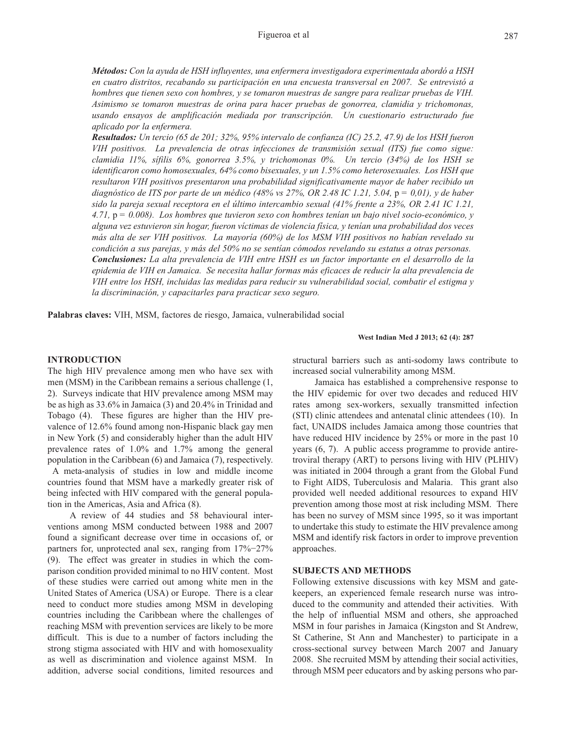***Métodos:*** *Con la ayuda de HSH influyentes, una enfermera investigadora experimentada abordó a HSH en cuatro distritos, recabando su participación en una encuesta transversal en 2007. Se entrevistó a hombres que tienen sexo con hombres, y se tomaron muestras de sangre para realizar pruebas de VIH. Asimismo se tomaron muestras de orina para hacer pruebas de gonorrea, clamidia y trichomonas, usando ensayos de amplificación mediada por transcripción. Un cuestionario estructurado fue aplicado por la enfermera.*

***Resultados:*** *Un tercio (65 de 201; 32%, 95% intervalo de confianza (IC) 25.2, 47.9) de los HSH fueron VIH positivos. La prevalencia de otras infecciones de transmisión sexual (ITS) fue como sigue: clamidia 11%, sífilis 6%, gonorrea 3.5%, y trichomonas 0%. Un tercio (34%) de los HSH se identificaron como homosexuales, 64% como bisexuales, y un 1.5% como heterosexuales. Los HSH que resultaron VIH positivos presentaron una probabilidad significativamente mayor de haber recibido un diagnóstico de ITS por parte de un médico (48% vs 27%, OR 2.48 IC 1.21, 5.04,* p *= 0,01), y de haber sido la pareja sexual receptora en el último intercambio sexual (41% frente a 23%, OR 2.41 IC 1.21, 4.71,* p *= 0.008). Los hombres que tuvieron sexo con hombres tenían un bajo nivel socio-económico, y alguna vez estuvieron sin hogar, fueron víctimas de violencia física, y tenían una probabilidad dos veces más alta de ser VIH positivos. La mayoría (60%) de los MSM VIH positivos no habían revelado su condición a sus parejas, y más del 50% no se sentían cómodos revelando su estatus a otras personas.*

***Conclusiones:*** *La alta prevalencia de VIH entre HSH es un factor importante en el desarrollo de la epidemia de VIH en Jamaica. Se necesita hallar formas más eficaces de reducir la alta prevalencia de VIH entre los HSH, incluidas las medidas para reducir su vulnerabilidad social, combatir el estigma y la discriminación, y capacitarles para practicar sexo seguro.*

**Palabras claves:** VIH, MSM, factores de riesgo, Jamaica, vulnerabilidad social

## INTRODUCTION

The high HIV prevalence among men who have sex with men (MSM) in the Caribbean remains a serious challenge (1, 2). Surveys indicate that HIV prevalence among MSM may be as high as 33.6% in Jamaica (3) and 20.4% in Trinidad and Tobago (4). These figures are higher than the HIV prevalence of 12.6% found among non-Hispanic black gay men in New York (5) and considerably higher than the adult HIV prevalence rates of 1.0% and 1.7% among the general population in the Caribbean (6) and Jamaica (7), respectively. A meta-analysis of studies in low and middle income countries found that MSM have a markedly greater risk of being infected with HIV compared with the general population in the Americas, Asia and Africa (8).

A review of 44 studies and 58 behavioural interventions among MSM conducted between 1988 and 2007 found a significant decrease over time in occasions of, or partners for, unprotected anal sex, ranging from 17%–27% (9). The effect was greater in studies in which the comparison condition provided minimal to no HIV content. Most of these studies were carried out among white men in the United States of America (USA) or Europe. There is a clear need to conduct more studies among MSM in developing countries including the Caribbean where the challenges of reaching MSM with prevention services are likely to be more difficult. This is due to a number of factors including the strong stigma associated with HIV and with homosexuality as well as discrimination and violence against MSM. In addition, adverse social conditions, limited resources and structural barriers such as anti-sodomy laws contribute to increased social vulnerability among MSM.

Jamaica has established a comprehensive response to the HIV epidemic for over two decades and reduced HIV rates among sex-workers, sexually transmitted infection (STI) clinic attendees and antenatal clinic attendees (10). In fact, UNAIDS includes Jamaica among those countries that have reduced HIV incidence by 25% or more in the past 10 years (6, 7). A public access programme to provide antiretroviral therapy (ART) to persons living with HIV (PLHIV) was initiated in 2004 through a grant from the Global Fund to Fight AIDS, Tuberculosis and Malaria. This grant also provided well needed additional resources to expand HIV prevention among those most at risk including MSM. There has been no survey of MSM since 1995, so it was important to undertake this study to estimate the HIV prevalence among MSM and identify risk factors in order to improve prevention approaches.

## SUBJECTS AND METHODS

Following extensive discussions with key MSM and gatekeepers, an experienced female research nurse was introduced to the community and attended their activities. With the help of influential MSM and others, she approached MSM in four parishes in Jamaica (Kingston and St Andrew, St Catherine, St Ann and Manchester) to participate in a cross-sectional survey between March 2007 and January 2008. She recruited MSM by attending their social activities, through MSM peer educators and by asking persons who par-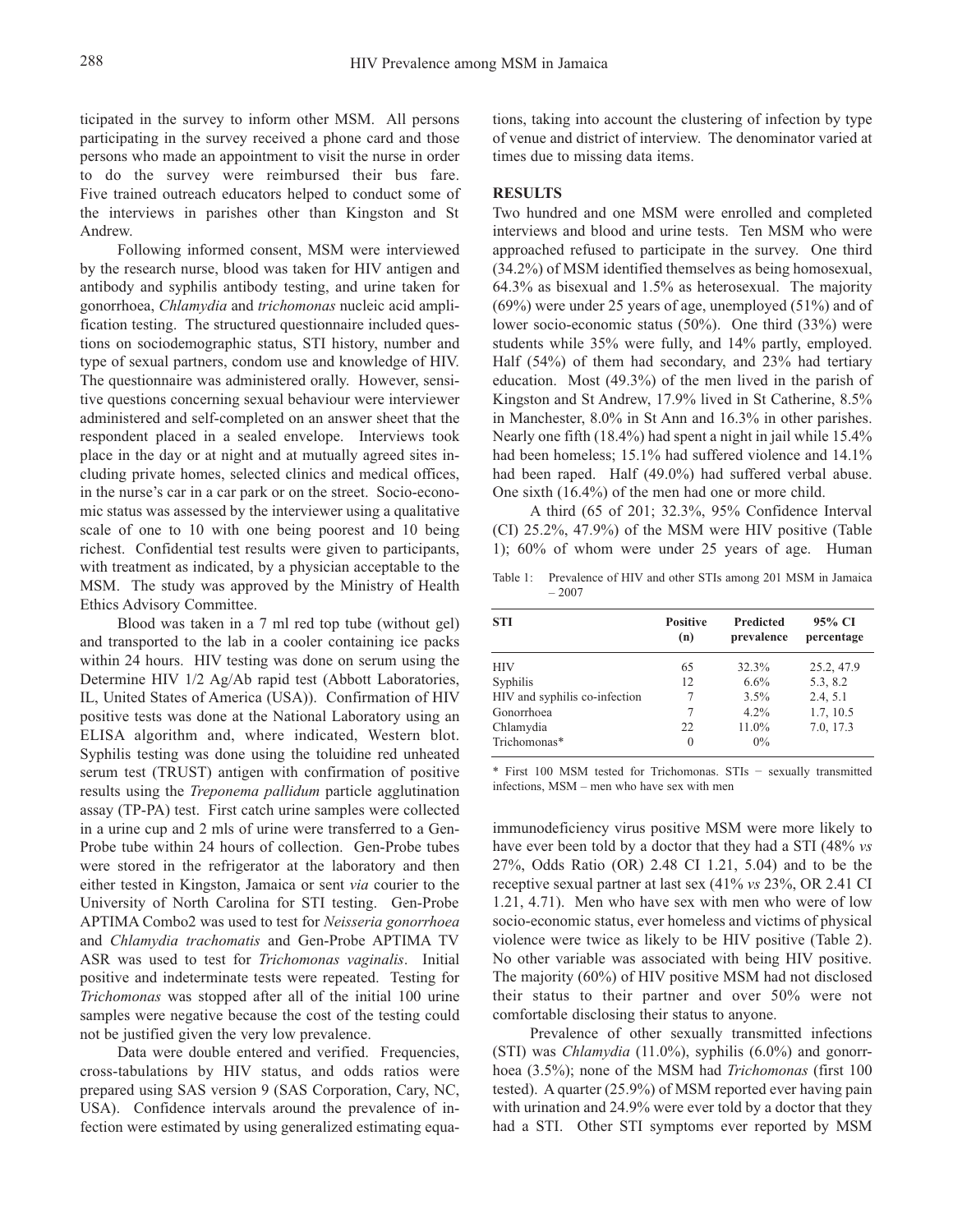ticipated in the survey to inform other MSM. All persons participating in the survey received a phone card and those persons who made an appointment to visit the nurse in order to do the survey were reimbursed their bus fare. Five trained outreach educators helped to conduct some of the interviews in parishes other than Kingston and St Andrew.

Following informed consent, MSM were interviewed by the research nurse, blood was taken for HIV antigen and antibody and syphilis antibody testing, and urine taken for gonorrhoea, *Chlamydia* and *trichomonas* nucleic acid amplification testing. The structured questionnaire included questions on sociodemographic status, STI history, number and type of sexual partners, condom use and knowledge of HIV. The questionnaire was administered orally. However, sensitive questions concerning sexual behaviour were interviewer administered and self-completed on an answer sheet that the respondent placed in a sealed envelope. Interviews took place in the day or at night and at mutually agreed sites including private homes, selected clinics and medical offices, in the nurse's car in a car park or on the street. Socio-economic status was assessed by the interviewer using a qualitative scale of one to 10 with one being poorest and 10 being richest. Confidential test results were given to participants, with treatment as indicated, by a physician acceptable to the MSM. The study was approved by the Ministry of Health Ethics Advisory Committee.

Blood was taken in a 7 ml red top tube (without gel) and transported to the lab in a cooler containing ice packs within 24 hours. HIV testing was done on serum using the Determine HIV 1/2 Ag/Ab rapid test (Abbott Laboratories, IL, United States of America (USA)). Confirmation of HIV positive tests was done at the National Laboratory using an ELISA algorithm and, where indicated, Western blot. Syphilis testing was done using the toluidine red unheated serum test (TRUST) antigen with confirmation of positive results using the *Treponema pallidum* particle agglutination assay (TP-PA) test. First catch urine samples were collected in a urine cup and 2 mls of urine were transferred to a Gen-Probe tube within 24 hours of collection. Gen-Probe tubes were stored in the refrigerator at the laboratory and then either tested in Kingston, Jamaica or sent *via* courier to the University of North Carolina for STI testing. Gen-Probe APTIMA Combo2 was used to test for *Neisseria gonorrhoea* and *Chlamydia trachomatis* and Gen-Probe APTIMA TV ASR was used to test for *Trichomonas vaginalis*. Initial positive and indeterminate tests were repeated. Testing for *Trichomonas* was stopped after all of the initial 100 urine samples were negative because the cost of the testing could not be justified given the very low prevalence.

Data were double entered and verified. Frequencies, cross-tabulations by HIV status, and odds ratios were prepared using SAS version 9 (SAS Corporation, Cary, NC, USA). Confidence intervals around the prevalence of infection were estimated by using generalized estimating equations, taking into account the clustering of infection by type of venue and district of interview. The denominator varied at times due to missing data items.

## RESULTS

Two hundred and one MSM were enrolled and completed interviews and blood and urine tests. Ten MSM who were approached refused to participate in the survey. One third (34.2%) of MSM identified themselves as being homosexual, 64.3% as bisexual and 1.5% as heterosexual. The majority (69%) were under 25 years of age, unemployed (51%) and of lower socio-economic status (50%). One third (33%) were students while 35% were fully, and 14% partly, employed. Half (54%) of them had secondary, and 23% had tertiary education. Most (49.3%) of the men lived in the parish of Kingston and St Andrew, 17.9% lived in St Catherine, 8.5% in Manchester, 8.0% in St Ann and 16.3% in other parishes. Nearly one fifth (18.4%) had spent a night in jail while 15.4% had been homeless; 15.1% had suffered violence and 14.1% had been raped. Half (49.0%) had suffered verbal abuse. One sixth (16.4%) of the men had one or more child.

A third (65 of 201; 32.3%, 95% Confidence Interval (CI) 25.2%, 47.9%) of the MSM were HIV positive (Table 1); 60% of whom were under 25 years of age. Human immunodeficiency virus positive MSM were more likely to have ever been told by a doctor that they had a STI (48% *vs* 27%, Odds Ratio (OR) 2.48 CI 1.21, 5.04) and to be the receptive sexual partner at last sex (41% *vs* 23%, OR 2.41 CI 1.21, 4.71). Men who have sex with men who were of low socio-economic status, ever homeless and victims of physical violence were twice as likely to be HIV positive (Table 2). No other variable was associated with being HIV positive. The majority (60%) of HIV positive MSM had not disclosed their status to their partner and over 50% were not comfortable disclosing their status to anyone.

Table 1: Prevalence of HIV and other STIs among 201 MSM in Jamaica – 2007

| STI | Positive (n) | Predicted prevalence | 95% CI percentage |
|---|---|---|---|
| HIV | 65 | 32.3% | 25.2, 47.9 |
| Syphilis | 12 | 6.6% | 5.3, 8.2 |
| HIV and syphilis co-infection | 7 | 3.5% | 2.4, 5.1 |
| Gonorrhoea | 7 | 4.2% | 1.7, 10.5 |
| Chlamydia | 22 | 11.0% | 7.0, 17.3 |
| Trichomonas* | 0 | 0% | |

\* First 100 MSM tested for Trichomonas. STIs – sexually transmitted infections, MSM – men who have sex with men

Prevalence of other sexually transmitted infections (STI) was *Chlamydia* (11.0%), syphilis (6.0%) and gonorrhoea (3.5%); none of the MSM had *Trichomonas* (first 100 tested). A quarter (25.9%) of MSM reported ever having pain with urination and 24.9% were ever told by a doctor that they had a STI. Other STI symptoms ever reported by MSM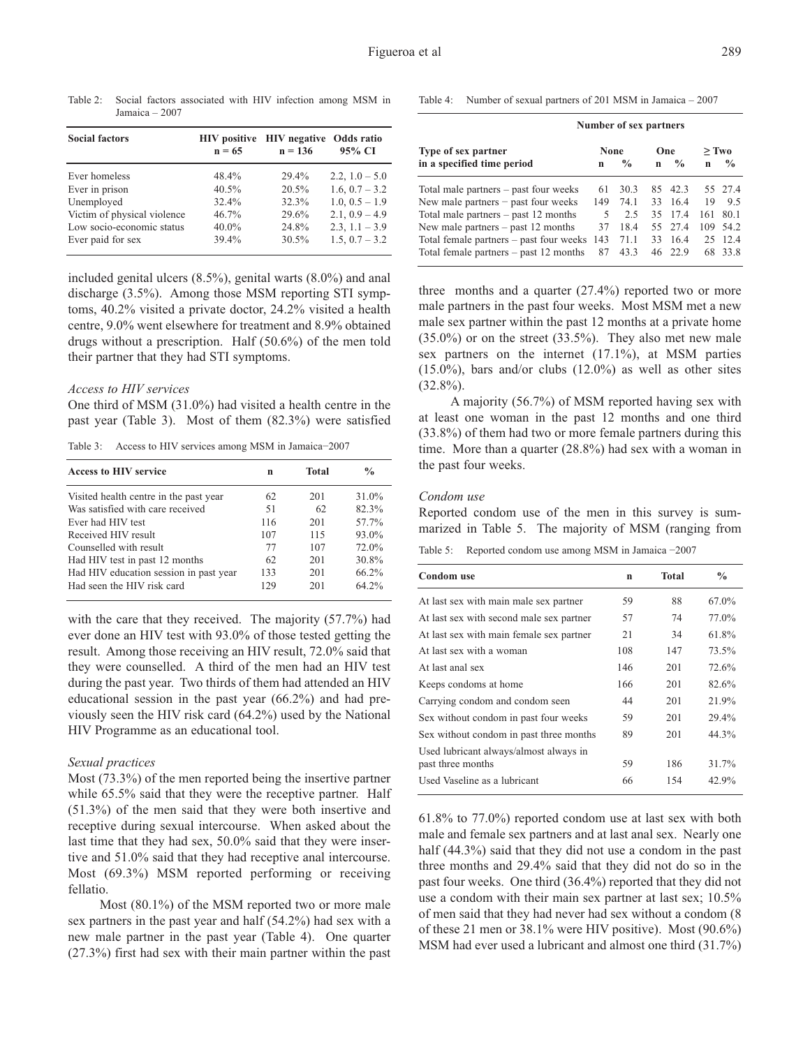Table 2: Social factors associated with HIV infection among MSM in Jamaica – 2007

| Social factors | HIV positive n = 65 | HIV negative n = 136 | Odds ratio 95% CI |
|---|---|---|---|
| Ever homeless | 48.4% | 29.4% | 2.2, 1.0 – 5.0 |
| Ever in prison | 40.5% | 20.5% | 1.6, 0.7 – 3.2 |
| Unemployed | 32.4% | 32.3% | 1.0, 0.5 – 1.9 |
| Victim of physical violence | 46.7% | 29.6% | 2.1, 0.9 – 4.9 |
| Low socio-economic status | 40.0% | 24.8% | 2.3, 1.1 – 3.9 |
| Ever paid for sex | 39.4% | 30.5% | 1.5, 0.7 – 3.2 |

included genital ulcers (8.5%), genital warts (8.0%) and anal discharge (3.5%). Among those MSM reporting STI symptoms, 40.2% visited a private doctor, 24.2% visited a health centre, 9.0% went elsewhere for treatment and 8.9% obtained drugs without a prescription. Half (50.6%) of the men told their partner that they had STI symptoms.

### *Access to HIV services*

One third of MSM (31.0%) had visited a health centre in the past year (Table 3). Most of them (82.3%) were satisfied with the care that they received. The majority (57.7%) had ever done an HIV test with 93.0% of those tested getting the result. Among those receiving an HIV result, 72.0% said that they were counselled. A third of the men had an HIV test during the past year. Two thirds of them had attended an HIV educational session in the past year (66.2%) and had previously seen the HIV risk card (64.2%) used by the National HIV Programme as an educational tool.

Table 3: Access to HIV services among MSM in Jamaica−2007

| Access to HIV service | n | Total | % |
|---|---|---|---|
| Visited health centre in the past year | 62 | 201 | 31.0% |
| Was satisfied with care received | 51 | 62 | 82.3% |
| Ever had HIV test | 116 | 201 | 57.7% |
| Received HIV result | 107 | 115 | 93.0% |
| Counselled with result | 77 | 107 | 72.0% |
| Had HIV test in past 12 months | 62 | 201 | 30.8% |
| Had HIV education session in past year | 133 | 201 | 66.2% |
| Had seen the HIV risk card | 129 | 201 | 64.2% |

### *Sexual practices*

Most (73.3%) of the men reported being the insertive partner while 65.5% said that they were the receptive partner. Half (51.3%) of the men said that they were both insertive and receptive during sexual intercourse. When asked about the last time that they had sex, 50.0% said that they were insertive and 51.0% said that they had receptive anal intercourse. Most (69.3%) MSM reported performing or receiving fellatio.

Most (80.1%) of the MSM reported two or more male sex partners in the past year and half (54.2%) had sex with a new male partner in the past year (Table 4). One quarter (27.3%) first had sex with their main partner within the past three months and a quarter (27.4%) reported two or more male partners in the past four weeks. Most MSM met a new male sex partner within the past 12 months at a private home (35.0%) or on the street (33.5%). They also met new male sex partners on the internet (17.1%), at MSM parties (15.0%), bars and/or clubs (12.0%) as well as other sites (32.8%).

Table 4: Number of sexual partners of 201 MSM in Jamaica – 2007

| Type of sex partner in a specified time period | Number of sex partners | | | | | |
|---|---|---|---|---|---|---|
| | None | | One | | ≥ Two | |
| | n | % | n | % | n | % |
| Total male partners – past four weeks | 61 | 30.3 | 85 | 42.3 | 55 | 27.4 |
| New male partners – past four weeks | 149 | 74.1 | 33 | 16.4 | 19 | 9.5 |
| Total male partners – past 12 months | 5 | 2.5 | 35 | 17.4 | 161 | 80.1 |
| New male partners – past 12 months | 37 | 18.4 | 55 | 27.4 | 109 | 54.2 |
| Total female partners – past four weeks | 143 | 71.1 | 33 | 16.4 | 25 | 12.4 |
| Total female partners – past 12 months | 87 | 43.3 | 46 | 22.9 | 68 | 33.8 |

A majority (56.7%) of MSM reported having sex with at least one woman in the past 12 months and one third (33.8%) of them had two or more female partners during this time. More than a quarter (28.8%) had sex with a woman in the past four weeks.

### *Condom use*

Reported condom use of the men in this survey is summarized in Table 5. The majority of MSM (ranging from 61.8% to 77.0%) reported condom use at last sex with both male and female sex partners and at last anal sex. Nearly one half (44.3%) said that they did not use a condom in the past three months and 29.4% said that they did not do so in the past four weeks. One third (36.4%) reported that they did not use a condom with their main sex partner at last sex; 10.5% of men said that they had never had sex without a condom (8 of these 21 men or 38.1% were HIV positive). Most (90.6%) MSM had ever used a lubricant and almost one third (31.7%)

Table 5: Reported condom use among MSM in Jamaica −2007

| Condom use | n | Total | % |
|---|---|---|---|
| At last sex with main male sex partner | 59 | 88 | 67.0% |
| At last sex with second male sex partner | 57 | 74 | 77.0% |
| At last sex with main female sex partner | 21 | 34 | 61.8% |
| At last sex with a woman | 108 | 147 | 73.5% |
| At last anal sex | 146 | 201 | 72.6% |
| Keeps condoms at home | 166 | 201 | 82.6% |
| Carrying condom and condom seen | 44 | 201 | 21.9% |
| Sex without condom in past four weeks | 59 | 201 | 29.4% |
| Sex without condom in past three months | 89 | 201 | 44.3% |
| Used lubricant always/almost always in past three months | 59 | 186 | 31.7% |
| Used Vaseline as a lubricant | 66 | 154 | 42.9% |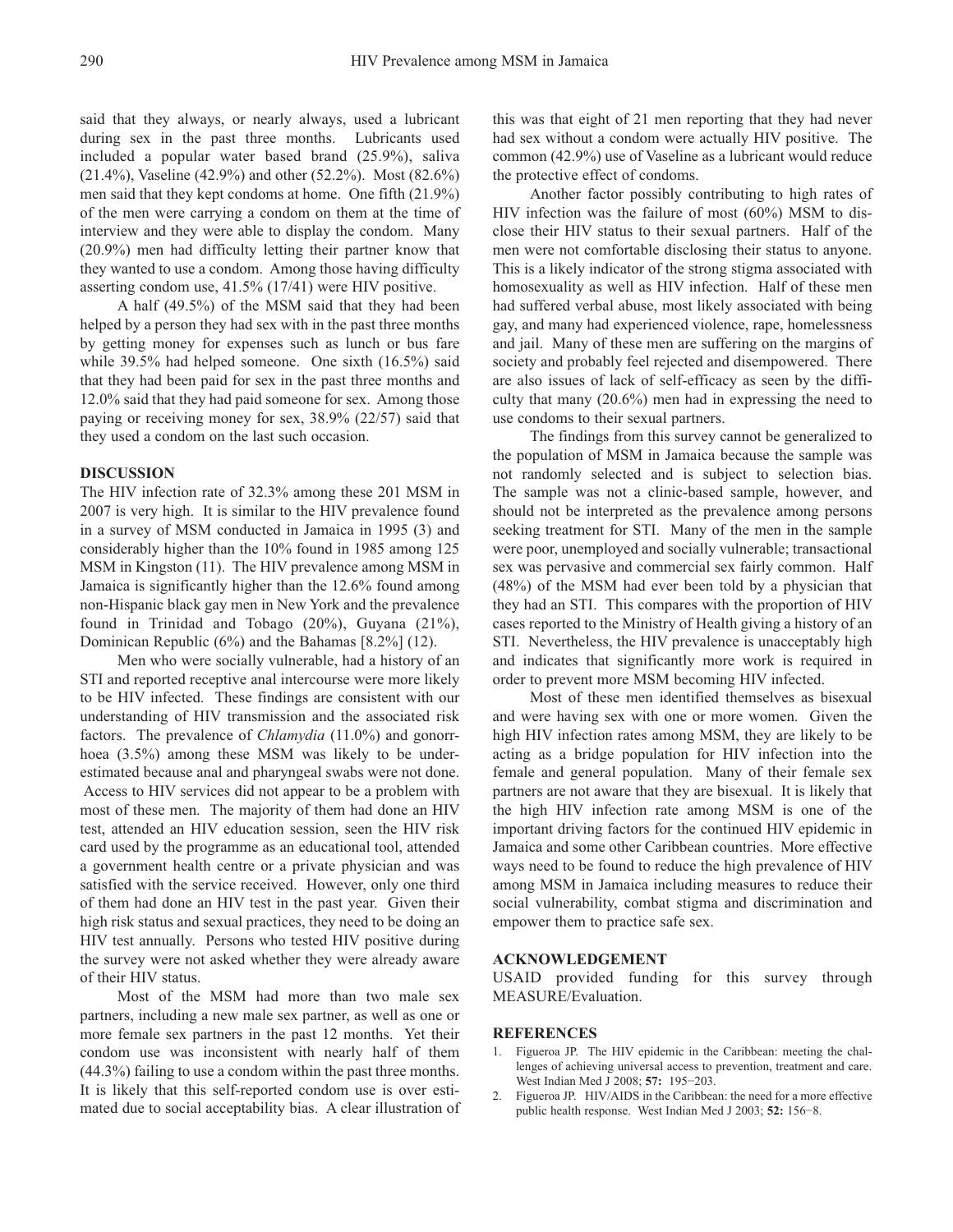said that they always, or nearly always, used a lubricant during sex in the past three months. Lubricants used included a popular water based brand (25.9%), saliva (21.4%), Vaseline (42.9%) and other (52.2%). Most (82.6%) men said that they kept condoms at home. One fifth (21.9%) of the men were carrying a condom on them at the time of interview and they were able to display the condom. Many (20.9%) men had difficulty letting their partner know that they wanted to use a condom. Among those having difficulty asserting condom use, 41.5% (17/41) were HIV positive.

A half (49.5%) of the MSM said that they had been helped by a person they had sex with in the past three months by getting money for expenses such as lunch or bus fare while 39.5% had helped someone. One sixth (16.5%) said that they had been paid for sex in the past three months and 12.0% said that they had paid someone for sex. Among those paying or receiving money for sex, 38.9% (22/57) said that they used a condom on the last such occasion.

## DISCUSSION

The HIV infection rate of 32.3% among these 201 MSM in 2007 is very high. It is similar to the HIV prevalence found in a survey of MSM conducted in Jamaica in 1995 (3) and considerably higher than the 10% found in 1985 among 125 MSM in Kingston (11). The HIV prevalence among MSM in Jamaica is significantly higher than the 12.6% found among non-Hispanic black gay men in New York and the prevalence found in Trinidad and Tobago (20%), Guyana (21%), Dominican Republic (6%) and the Bahamas [8.2%] (12).

Men who were socially vulnerable, had a history of an STI and reported receptive anal intercourse were more likely to be HIV infected. These findings are consistent with our understanding of HIV transmission and the associated risk factors. The prevalence of *Chlamydia* (11.0%) and gonorrhoea (3.5%) among these MSM was likely to be underestimated because anal and pharyngeal swabs were not done. Access to HIV services did not appear to be a problem with most of these men. The majority of them had done an HIV test, attended an HIV education session, seen the HIV risk card used by the programme as an educational tool, attended a government health centre or a private physician and was satisfied with the service received. However, only one third of them had done an HIV test in the past year. Given their high risk status and sexual practices, they need to be doing an HIV test annually. Persons who tested HIV positive during the survey were not asked whether they were already aware of their HIV status.

Most of the MSM had more than two male sex partners, including a new male sex partner, as well as one or more female sex partners in the past 12 months. Yet their condom use was inconsistent with nearly half of them (44.3%) failing to use a condom within the past three months. It is likely that this self-reported condom use is over estimated due to social acceptability bias. A clear illustration of this was that eight of 21 men reporting that they had never had sex without a condom were actually HIV positive. The common (42.9%) use of Vaseline as a lubricant would reduce the protective effect of condoms.

Another factor possibly contributing to high rates of HIV infection was the failure of most (60%) MSM to disclose their HIV status to their sexual partners. Half of the men were not comfortable disclosing their status to anyone. This is a likely indicator of the strong stigma associated with homosexuality as well as HIV infection. Half of these men had suffered verbal abuse, most likely associated with being gay, and many had experienced violence, rape, homelessness and jail. Many of these men are suffering on the margins of society and probably feel rejected and disempowered. There are also issues of lack of self-efficacy as seen by the difficulty that many (20.6%) men had in expressing the need to use condoms to their sexual partners.

The findings from this survey cannot be generalized to the population of MSM in Jamaica because the sample was not randomly selected and is subject to selection bias. The sample was not a clinic-based sample, however, and should not be interpreted as the prevalence among persons seeking treatment for STI. Many of the men in the sample were poor, unemployed and socially vulnerable; transactional sex was pervasive and commercial sex fairly common. Half (48%) of the MSM had ever been told by a physician that they had an STI. This compares with the proportion of HIV cases reported to the Ministry of Health giving a history of an STI. Nevertheless, the HIV prevalence is unacceptably high and indicates that significantly more work is required in order to prevent more MSM becoming HIV infected.

Most of these men identified themselves as bisexual and were having sex with one or more women. Given the high HIV infection rates among MSM, they are likely to be acting as a bridge population for HIV infection into the female and general population. Many of their female sex partners are not aware that they are bisexual. It is likely that the high HIV infection rate among MSM is one of the important driving factors for the continued HIV epidemic in Jamaica and some other Caribbean countries. More effective ways need to be found to reduce the high prevalence of HIV among MSM in Jamaica including measures to reduce their social vulnerability, combat stigma and discrimination and empower them to practice safe sex.

## ACKNOWLEDGEMENT

USAID provided funding for this survey through MEASURE/Evaluation.

## REFERENCES

1. Figueroa JP. The HIV epidemic in the Caribbean: meeting the challenges of achieving universal access to prevention, treatment and care. West Indian Med J 2008; **57:** 195–203.
2. Figueroa JP. HIV/AIDS in the Caribbean: the need for a more effective public health response. West Indian Med J 2003; **52:** 156–8.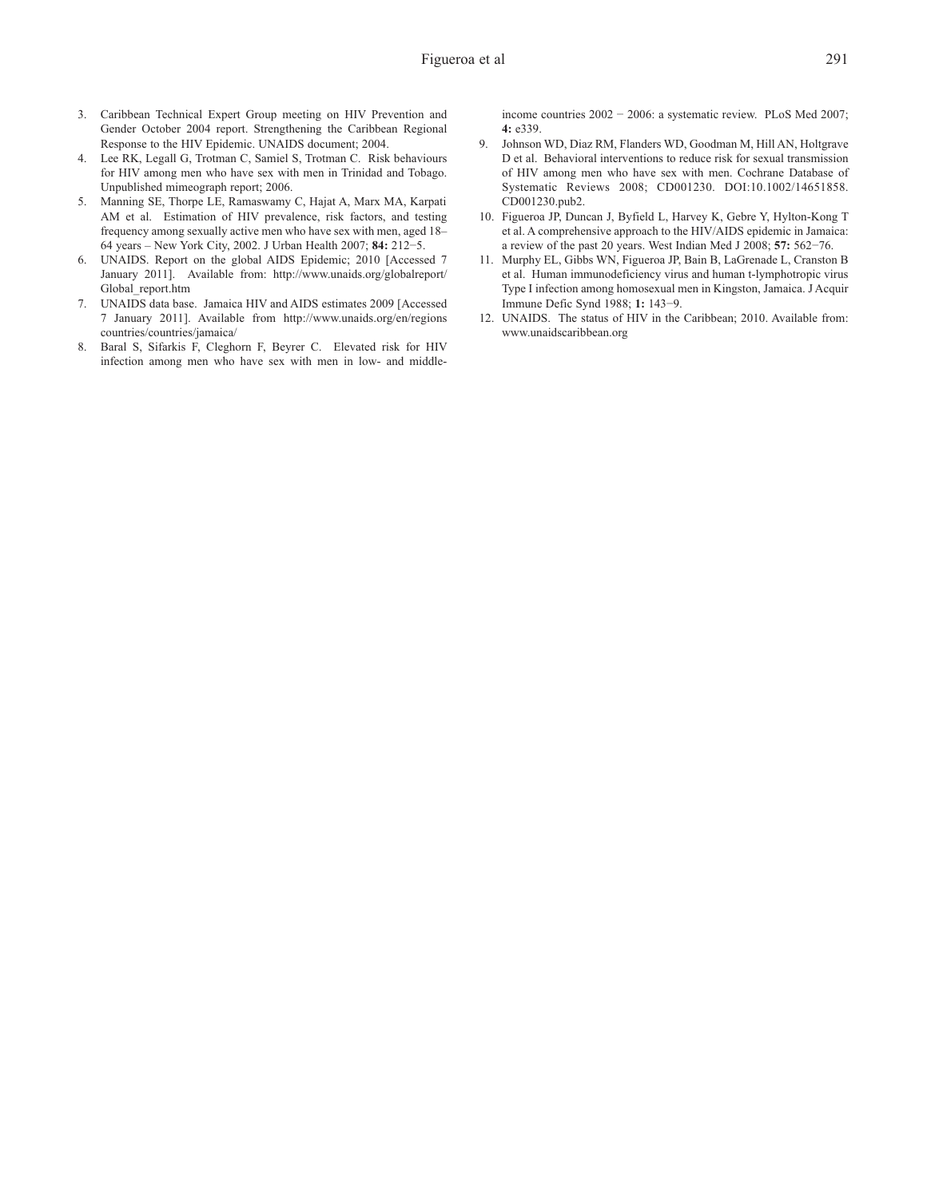3. Caribbean Technical Expert Group meeting on HIV Prevention and Gender October 2004 report. Strengthening the Caribbean Regional Response to the HIV Epidemic. UNAIDS document; 2004.
4. Lee RK, Legall G, Trotman C, Samiel S, Trotman C. Risk behaviours for HIV among men who have sex with men in Trinidad and Tobago. Unpublished mimeograph report; 2006.
5. Manning SE, Thorpe LE, Ramaswamy C, Hajat A, Marx MA, Karpati AM et al. Estimation of HIV prevalence, risk factors, and testing frequency among sexually active men who have sex with men, aged 18–64 years – New York City, 2002. J Urban Health 2007; **84:** 212−5.
6. UNAIDS. Report on the global AIDS Epidemic; 2010 [Accessed 7 January 2011]. Available from: http://www.unaids.org/globalreport/Global_report.htm
7. UNAIDS data base. Jamaica HIV and AIDS estimates 2009 [Accessed 7 January 2011]. Available from http://www.unaids.org/en/regions countries/countries/jamaica/
8. Baral S, Sifarkis F, Cleghorn F, Beyrer C. Elevated risk for HIV infection among men who have sex with men in low- and middle-income countries 2002 − 2006: a systematic review. PLoS Med 2007; **4:** e339.
9. Johnson WD, Diaz RM, Flanders WD, Goodman M, Hill AN, Holtgrave D et al. Behavioral interventions to reduce risk for sexual transmission of HIV among men who have sex with men. Cochrane Database of Systematic Reviews 2008; CD001230. DOI:10.1002/14651858.CD001230.pub2.
10. Figueroa JP, Duncan J, Byfield L, Harvey K, Gebre Y, Hylton-Kong T et al. A comprehensive approach to the HIV/AIDS epidemic in Jamaica: a review of the past 20 years. West Indian Med J 2008; **57:** 562−76.
11. Murphy EL, Gibbs WN, Figueroa JP, Bain B, LaGrenade L, Cranston B et al. Human immunodeficiency virus and human t-lymphotropic virus Type I infection among homosexual men in Kingston, Jamaica. J Acquir Immune Defic Synd 1988; **1:** 143−9.
12. UNAIDS. The status of HIV in the Caribbean; 2010. Available from: www.unaidscaribbean.org